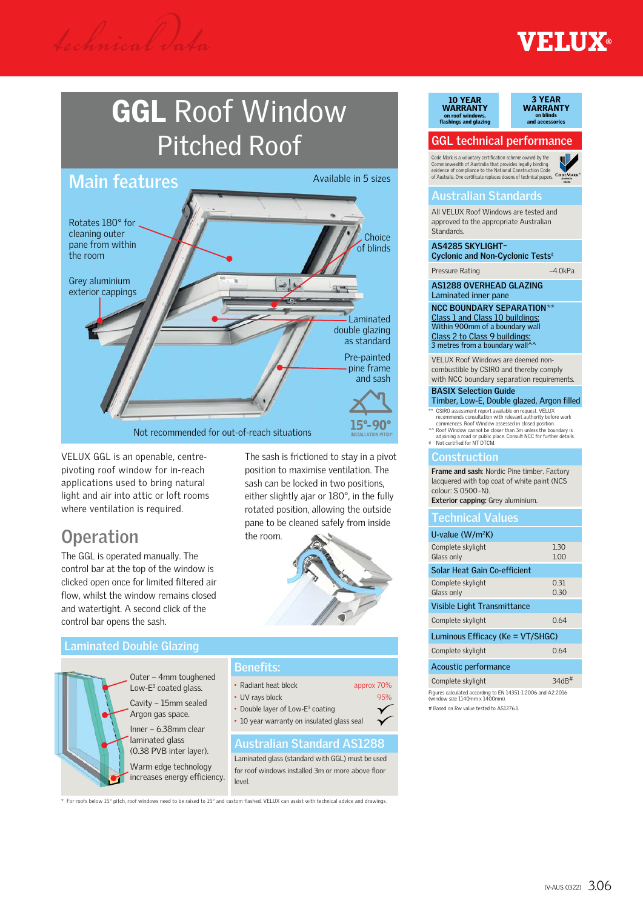Technical Data

VELUX®

# GGL Roof Window Pitched Roof

## Main features

Available in 5 sizes

- Rotates 180° for cleaning outer pane from within the room
- Grey aluminium exterior cappings
- Choice of blinds
- Laminated double glazing as standard
- Pre-painted pine frame and sash

15°-90° INSTALLATION PITCH*

Not recommended for out-of-reach situations

VELUX GGL is an openable, centre-pivoting roof window for in-reach applications used to bring natural light and air into attic or loft rooms where ventilation is required.

## Operation

The GGL is operated manually. The control bar at the top of the window is clicked open once for limited filtered air flow, whilst the window remains closed and watertight. A second click of the control bar opens the sash.

The sash is frictioned to stay in a pivot position to maximise ventilation. The sash can be locked in two positions, either slightly ajar or 180°, in the fully rotated position, allowing the outside pane to be cleaned safely from inside the room.

## Laminated Double Glazing

- Outer – 4mm toughened Low-E[3] coated glass.
- Cavity – 15mm sealed Argon gas space.
- Inner – 6.38mm clear laminated glass (0.38 PVB inter layer).
- Warm edge technology increases energy efficiency.

### Benefits:

- Radiant heat block — approx 70%
- UV rays block — 95%
- Double layer of Low-E[3] coating — ✓
- 10 year warranty on insulated glass seal — ✓

### Australian Standard AS1288

Laminated glass (standard with GGL) must be used for roof windows installed 3m or more above floor level.

\* For roofs below 15° pitch, roof windows need to be raised to 15° and custom flashed. VELUX can assist with technical advice and drawings.

---

**10 YEAR WARRANTY** on roof windows, flashings and glazing

**3 YEAR WARRANTY** on blinds and accessories

## GGL technical performance

Code Mark is a voluntary certification scheme owned by the Commonwealth of Australia that provides legally binding evidence of compliance to the National Construction Code of Australia. One certificate replaces dozens of technical papers.

### Australian Standards

All VELUX Roof Windows are tested and approved to the appropriate Australian Standards.

**AS4285 SKYLIGHT– Cyclonic and Non-Cyclonic Tests**[‡]

| Pressure Rating | −4.0kPa |
|---|---|

**AS1288 OVERHEAD GLAZING**
Laminated inner pane

**NCC BOUNDARY SEPARATION\*\***
Class 1 and Class 10 buildings:
Within 900mm of a boundary wall
Class 2 to Class 9 buildings:
3 metres from a boundary wall^^

VELUX Roof Windows are deemed non-combustible by CSIRO and thereby comply with NCC boundary separation requirements.

**BASIX Selection Guide**
Timber, Low-E, Double glazed, Argon filled

\*\* CSIRO assessment report available on request. VELUX recommends consultation with relevant authority before work commences. Roof Window assessed in closed position.
^^ Roof Window cannot be closer than 3m unless the boundary is adjoining a road or public place. Consult NCC for further details.
‡ Not certified for NT DTCM.

### Construction

**Frame and sash**: Nordic Pine timber. Factory lacquered with top coat of white paint (NCS colour: S 0500-N).
**Exterior capping:** Grey aluminium.

### Technical Values

| U-value (W/m²K) | |
|---|---|
| Complete skylight | 1.30 |
| Glass only | 1.00 |
| **Solar Heat Gain Co-efficient** | |
| Complete skylight | 0.31 |
| Glass only | 0.30 |
| **Visible Light Transmittance** | |
| Complete skylight | 0.64 |
| **Luminous Efficacy (Ke = VT/SHGC)** | |
| Complete skylight | 0.64 |
| **Acoustic performance** | |
| Complete skylight | 34dB# |

Figures calculated according to EN 14351-1:2006 and A2:2016 (window size 1140mm x 1400mm).

\# Based on Rw value tested to AS1276.1.

(V-AUS 0322) 3.06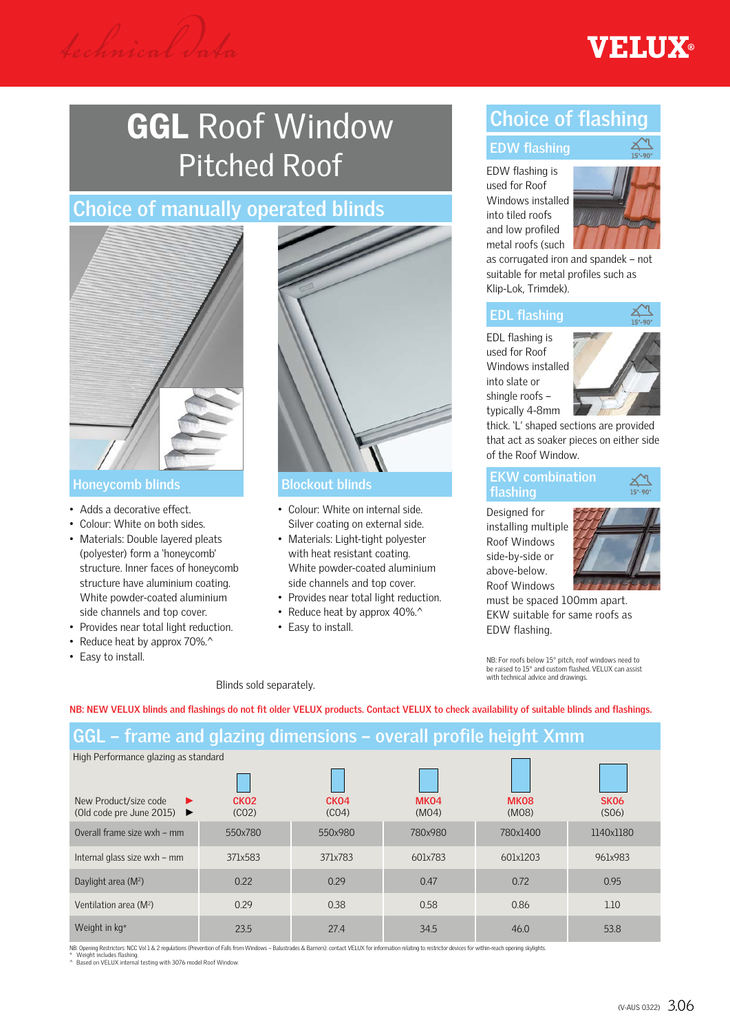# GGL Roof Window Pitched Roof

## Choice of manually operated blinds

### Honeycomb blinds

- Adds a decorative effect.
- Colour: White on both sides.
- Materials: Double layered pleats (polyester) form a 'honeycomb' structure. Inner faces of honeycomb structure have aluminium coating. White powder-coated aluminium side channels and top cover.
- Provides near total light reduction.
- Reduce heat by approx 70%.^
- Easy to install.

### Blockout blinds

- Colour: White on internal side. Silver coating on external side.
- Materials: Light-tight polyester with heat resistant coating. White powder-coated aluminium side channels and top cover.
- Provides near total light reduction.
- Reduce heat by approx 40%.^
- Easy to install.

Blinds sold separately.

## Choice of flashing

### EDW flashing

15°-90°

EDW flashing is used for Roof Windows installed into tiled roofs and low profiled metal roofs (such as corrugated iron and spandek – not suitable for metal profiles such as Klip-Lok, Trimdek).

### EDL flashing

15°-90°

EDL flashing is used for Roof Windows installed into slate or shingle roofs – typically 4-8mm thick. 'L' shaped sections are provided that act as soaker pieces on either side of the Roof Window.

### EKW combination flashing

15°-90°

Designed for installing multiple Roof Windows side-by-side or above-below. Roof Windows must be spaced 100mm apart. EKW suitable for same roofs as EDW flashing.

NB: For roofs below 15° pitch, roof windows need to be raised to 15° and custom flashed. VELUX can assist with technical advice and drawings.

**NB: NEW VELUX blinds and flashings do not fit older VELUX products. Contact VELUX to check availability of suitable blinds and flashings.**

## GGL – frame and glazing dimensions – overall profile height Xmm

High Performance glazing as standard

| New Product/size code ► (Old code pre June 2015) ► | CK02 (CO2) | CK04 (CO4) | MK04 (M04) | MK08 (M08) | SK06 (S06) |
|---|---|---|---|---|---|
| Overall frame size wxh – mm | 550x780 | 550x980 | 780x980 | 780x1400 | 1140x1180 |
| Internal glass size wxh – mm | 371x583 | 371x783 | 601x783 | 601x1203 | 961x983 |
| Daylight area ($M^2$) | 0.22 | 0.29 | 0.47 | 0.72 | 0.95 |
| Ventilation area ($M^2$) | 0.29 | 0.38 | 0.58 | 0.86 | 1.10 |
| Weight in kg* | 23.5 | 27.4 | 34.5 | 46.0 | 53.8 |

NB: Opening Restrictors: NCC Vol 1 & 2 regulations (Prevention of Falls from Windows – Balustrades & Barriers): contact VELUX for information relating to restrictor devices for within-reach opening skylights.
\* Weight includes flashing.
^ Based on VELUX internal testing with 3076 model Roof Window.

(V-AUS 0322)